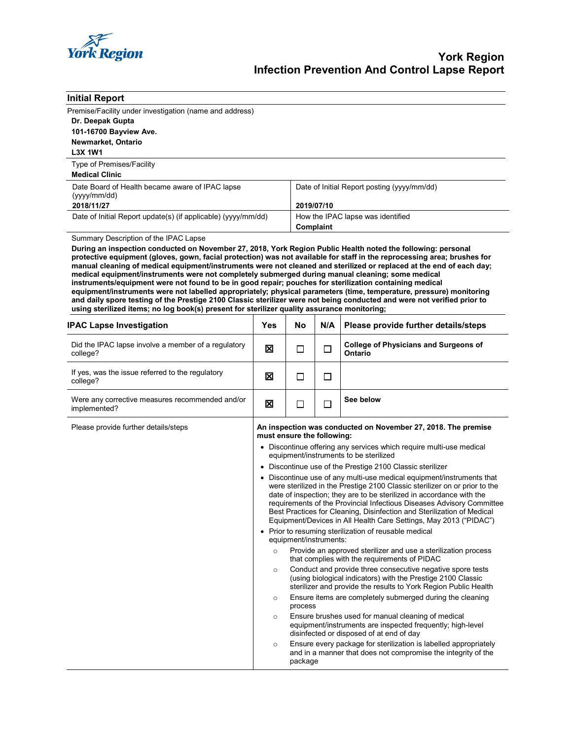York Region

# York Region Infection Prevention And Control Lapse Report

## Initial Report

Premise/Facility under investigation (name and address)

**Dr. Deepak Gupta**
**101-16700 Bayview Ave.**
**Newmarket, Ontario**
**L3X 1W1**

Type of Premises/Facility
**Medical Clinic**

| Date Board of Health became aware of IPAC lapse (yyyy/mm/dd) | Date of Initial Report posting (yyyy/mm/dd) |
|---|---|
| **2018/11/27** | **2019/07/10** |
| Date of Initial Report update(s) (if applicable) (yyyy/mm/dd) | How the IPAC lapse was identified<br>**Complaint** |

Summary Description of the IPAC Lapse

**During an inspection conducted on November 27, 2018, York Region Public Health noted the following: personal protective equipment (gloves, gown, facial protection) was not available for staff in the reprocessing area; brushes for manual cleaning of medical equipment/instruments were not cleaned and sterilized or replaced at the end of each day; medical equipment/instruments were not completely submerged during manual cleaning; some medical instruments/equipment were not found to be in good repair; pouches for sterilization containing medical equipment/instruments were not labelled appropriately; physical parameters (time, temperature, pressure) monitoring and daily spore testing of the Prestige 2100 Classic sterilizer were not being conducted and were not verified prior to using sterilized items; no log book(s) present for sterilizer quality assurance monitoring;**

| IPAC Lapse Investigation | Yes | No | N/A | Please provide further details/steps |
|---|---|---|---|---|
| Did the IPAC lapse involve a member of a regulatory college? | ☒ | ☐ | ☐ | **College of Physicians and Surgeons of Ontario** |
| If yes, was the issue referred to the regulatory college? | ☒ | ☐ | ☐ | |
| Were any corrective measures recommended and/or implemented? | ☒ | ☐ | ☐ | **See below** |

Please provide further details/steps

**An inspection was conducted on November 27, 2018. The premise must ensure the following:**

- Discontinue offering any services which require multi-use medical equipment/instruments to be sterilized
- Discontinue use of the Prestige 2100 Classic sterilizer
- Discontinue use of any multi-use medical equipment/instruments that were sterilized in the Prestige 2100 Classic sterilizer on or prior to the date of inspection; they are to be sterilized in accordance with the requirements of the Provincial Infectious Diseases Advisory Committee Best Practices for Cleaning, Disinfection and Sterilization of Medical Equipment/Devices in All Health Care Settings, May 2013 ("PIDAC")
- Prior to resuming sterilization of reusable medical equipment/instruments:
  - Provide an approved sterilizer and use a sterilization process that complies with the requirements of PIDAC
  - Conduct and provide three consecutive negative spore tests (using biological indicators) with the Prestige 2100 Classic sterilizer and provide the results to York Region Public Health
  - Ensure items are completely submerged during the cleaning process
  - Ensure brushes used for manual cleaning of medical equipment/instruments are inspected frequently; high-level disinfected or disposed of at end of day
  - Ensure every package for sterilization is labelled appropriately and in a manner that does not compromise the integrity of the package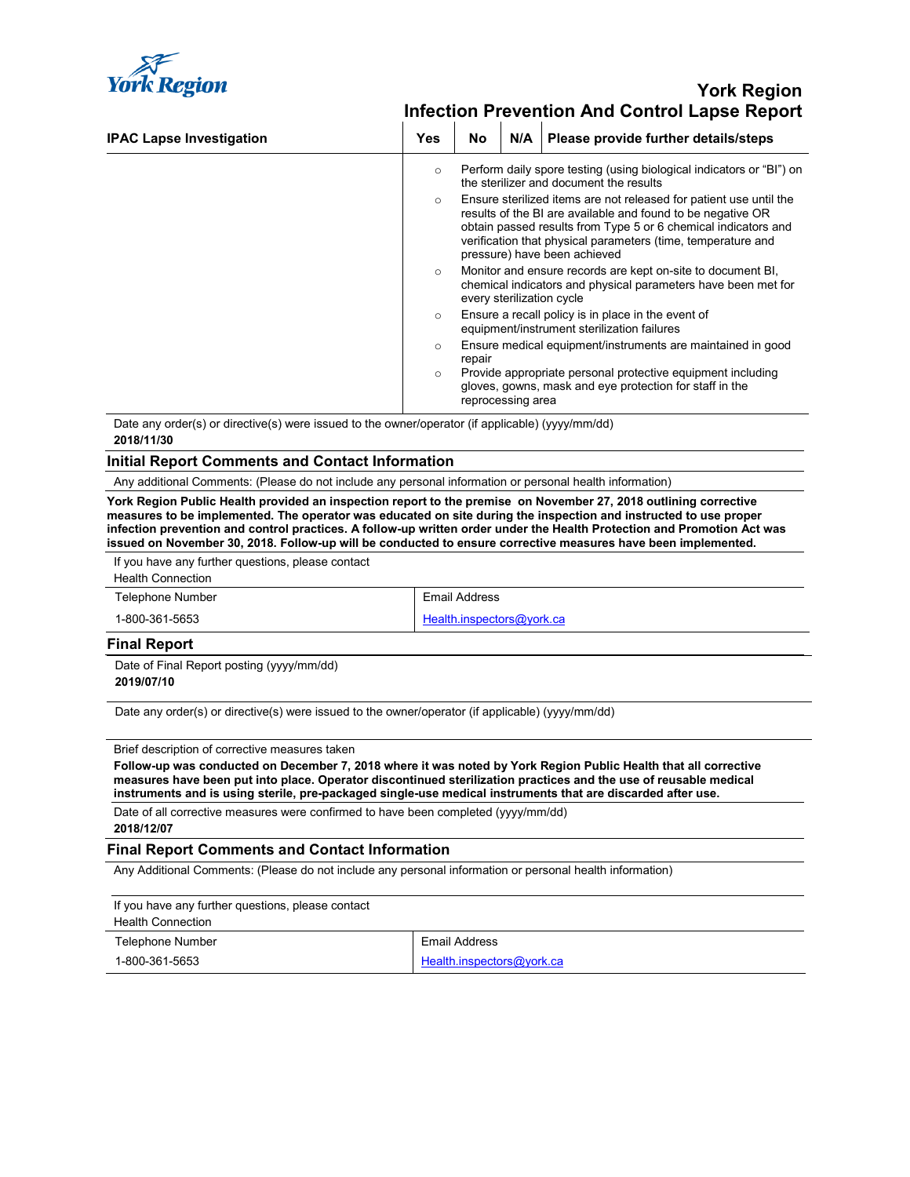# York Region
## Infection Prevention And Control Lapse Report

| IPAC Lapse Investigation | Yes | No | N/A | Please provide further details/steps |
|---|---|---|---|---|
| | | | | ○ Perform daily spore testing (using biological indicators or "BI") on the sterilizer and document the results<br>○ Ensure sterilized items are not released for patient use until the results of the BI are available and found to be negative OR obtain passed results from Type 5 or 6 chemical indicators and verification that physical parameters (time, temperature and pressure) have been achieved<br>○ Monitor and ensure records are kept on-site to document BI, chemical indicators and physical parameters have been met for every sterilization cycle<br>○ Ensure a recall policy is in place in the event of equipment/instrument sterilization failures<br>○ Ensure medical equipment/instruments are maintained in good repair<br>○ Provide appropriate personal protective equipment including gloves, gowns, mask and eye protection for staff in the reprocessing area |

Date any order(s) or directive(s) were issued to the owner/operator (if applicable) (yyyy/mm/dd)
**2018/11/30**

### Initial Report Comments and Contact Information

Any additional Comments: (Please do not include any personal information or personal health information)

**York Region Public Health provided an inspection report to the premise on November 27, 2018 outlining corrective measures to be implemented. The operator was educated on site during the inspection and instructed to use proper infection prevention and control practices. A follow-up written order under the Health Protection and Promotion Act was issued on November 30, 2018. Follow-up will be conducted to ensure corrective measures have been implemented.**

If you have any further questions, please contact
Health Connection

| Telephone Number | Email Address |
|---|---|
| 1-800-361-5653 | Health.inspectors@york.ca |

### Final Report

Date of Final Report posting (yyyy/mm/dd)
**2019/07/10**

Date any order(s) or directive(s) were issued to the owner/operator (if applicable) (yyyy/mm/dd)

Brief description of corrective measures taken
**Follow-up was conducted on December 7, 2018 where it was noted by York Region Public Health that all corrective measures have been put into place. Operator discontinued sterilization practices and the use of reusable medical instruments and is using sterile, pre-packaged single-use medical instruments that are discarded after use.**

Date of all corrective measures were confirmed to have been completed (yyyy/mm/dd)
**2018/12/07**

### Final Report Comments and Contact Information

Any Additional Comments: (Please do not include any personal information or personal health information)

If you have any further questions, please contact
Health Connection

| Telephone Number | Email Address |
|---|---|
| 1-800-361-5653 | Health.inspectors@york.ca |